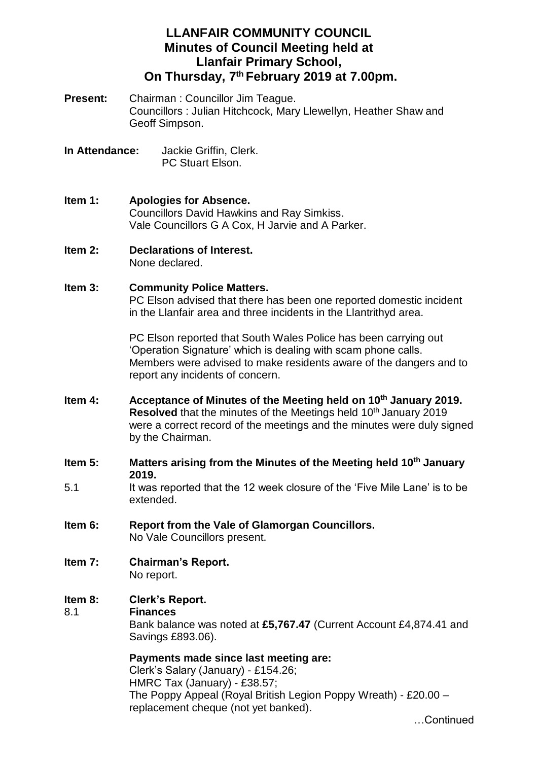# LLANFAIR COMMUNITY COUNCIL
## Minutes of Council Meeting held at Llanfair Primary School, On Thursday, 7th February 2019 at 7.00pm.

**Present:** Chairman : Councillor Jim Teague.
Councillors : Julian Hitchcock, Mary Llewellyn, Heather Shaw and Geoff Simpson.

**In Attendance:** Jackie Griffin, Clerk.
PC Stuart Elson.

**Item 1: Apologies for Absence.**
Councillors David Hawkins and Ray Simkiss.
Vale Councillors G A Cox, H Jarvie and A Parker.

**Item 2: Declarations of Interest.**
None declared.

**Item 3: Community Police Matters.**
PC Elson advised that there has been one reported domestic incident in the Llanfair area and three incidents in the Llantrithyd area.

PC Elson reported that South Wales Police has been carrying out 'Operation Signature' which is dealing with scam phone calls. Members were advised to make residents aware of the dangers and to report any incidents of concern.

**Item 4: Acceptance of Minutes of the Meeting held on 10th January 2019.**
**Resolved** that the minutes of the Meetings held 10th January 2019 were a correct record of the meetings and the minutes were duly signed by the Chairman.

**Item 5: Matters arising from the Minutes of the Meeting held 10th January 2019.**

5.1 It was reported that the 12 week closure of the 'Five Mile Lane' is to be extended.

**Item 6: Report from the Vale of Glamorgan Councillors.**
No Vale Councillors present.

**Item 7: Chairman's Report.**
No report.

**Item 8: Clerk's Report.**

8.1 **Finances**
Bank balance was noted at **£5,767.47** (Current Account £4,874.41 and Savings £893.06).

**Payments made since last meeting are:**
Clerk's Salary (January) - £154.26;
HMRC Tax (January) - £38.57;
The Poppy Appeal (Royal British Legion Poppy Wreath) - £20.00 – replacement cheque (not yet banked).

…Continued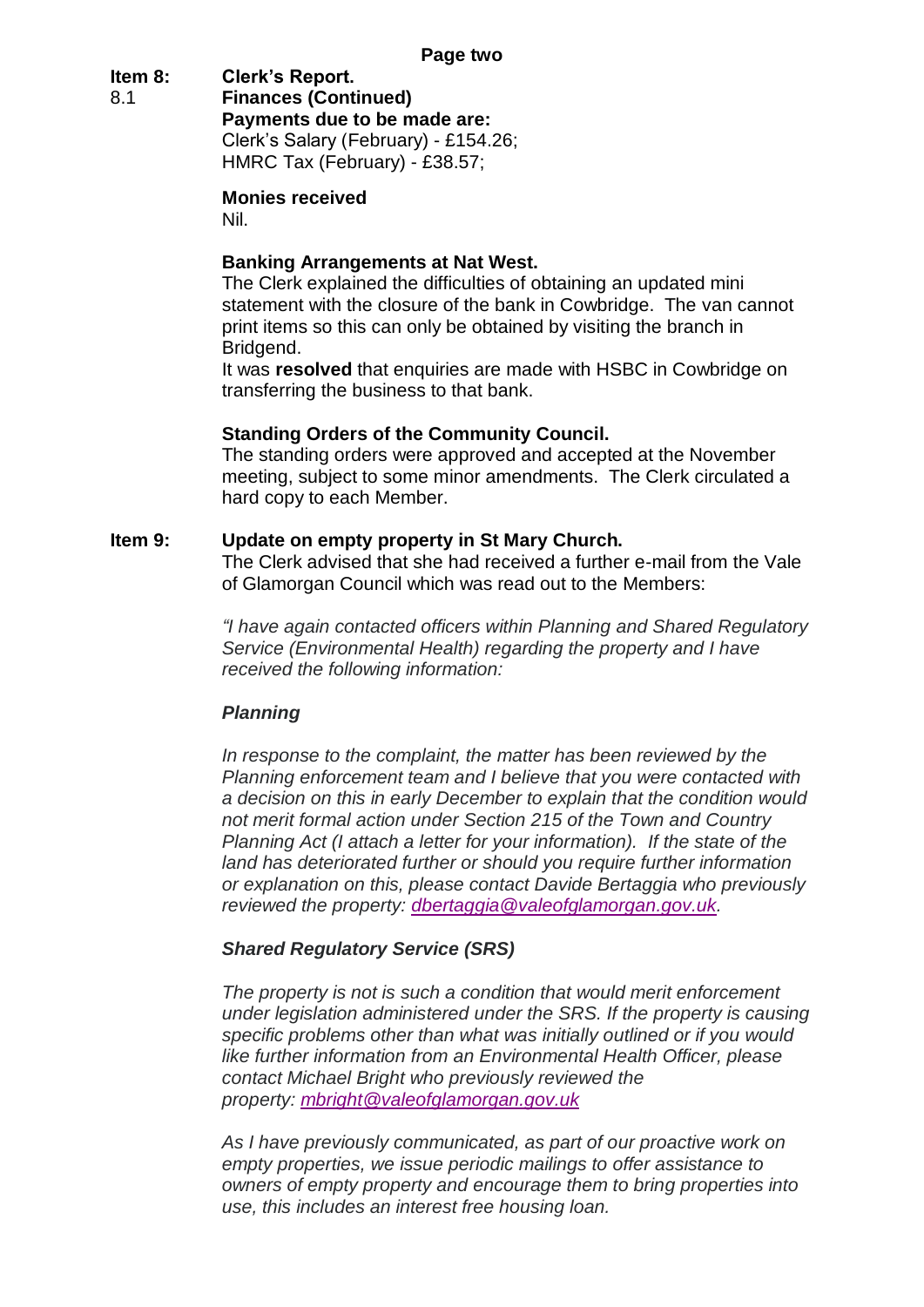**Item 8: Clerk's Report.**

8.1 **Finances (Continued)**

**Payments due to be made are:**

Clerk's Salary (February) - £154.26;
HMRC Tax (February) - £38.57;

**Monies received**

Nil.

**Banking Arrangements at Nat West.**

The Clerk explained the difficulties of obtaining an updated mini statement with the closure of the bank in Cowbridge. The van cannot print items so this can only be obtained by visiting the branch in Bridgend.

It was **resolved** that enquiries are made with HSBC in Cowbridge on transferring the business to that bank.

**Standing Orders of the Community Council.**

The standing orders were approved and accepted at the November meeting, subject to some minor amendments. The Clerk circulated a hard copy to each Member.

**Item 9: Update on empty property in St Mary Church.**

The Clerk advised that she had received a further e-mail from the Vale of Glamorgan Council which was read out to the Members:

*"I have again contacted officers within Planning and Shared Regulatory Service (Environmental Health) regarding the property and I have received the following information:*

***Planning***

*In response to the complaint, the matter has been reviewed by the Planning enforcement team and I believe that you were contacted with a decision on this in early December to explain that the condition would not merit formal action under Section 215 of the Town and Country Planning Act (I attach a letter for your information). If the state of the land has deteriorated further or should you require further information or explanation on this, please contact Davide Bertaggia who previously reviewed the property: dbertaggia@valeofglamorgan.gov.uk.*

***Shared Regulatory Service (SRS)***

*The property is not is such a condition that would merit enforcement under legislation administered under the SRS. If the property is causing specific problems other than what was initially outlined or if you would like further information from an Environmental Health Officer, please contact Michael Bright who previously reviewed the property: mbright@valeofglamorgan.gov.uk*

*As I have previously communicated, as part of our proactive work on empty properties, we issue periodic mailings to offer assistance to owners of empty property and encourage them to bring properties into use, this includes an interest free housing loan.*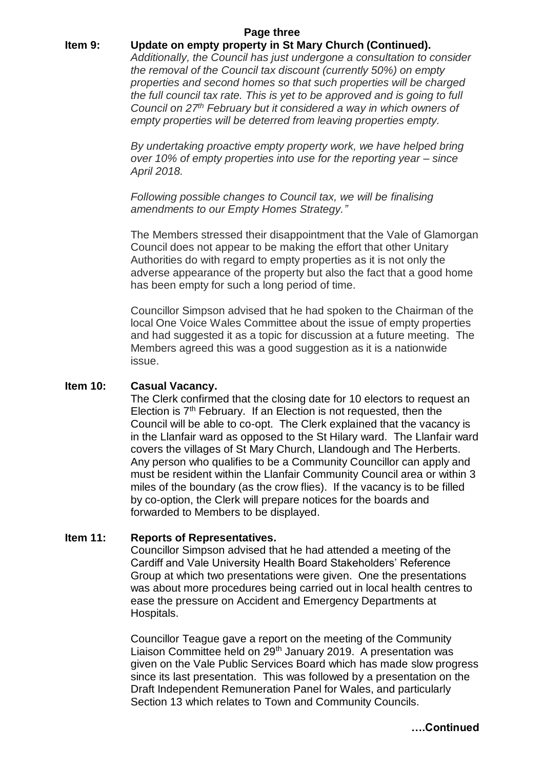**Item 9: Update on empty property in St Mary Church (Continued).**

*Additionally, the Council has just undergone a consultation to consider the removal of the Council tax discount (currently 50%) on empty properties and second homes so that such properties will be charged the full council tax rate. This is yet to be approved and is going to full Council on 27th February but it considered a way in which owners of empty properties will be deterred from leaving properties empty.*

*By undertaking proactive empty property work, we have helped bring over 10% of empty properties into use for the reporting year – since April 2018.*

*Following possible changes to Council tax, we will be finalising amendments to our Empty Homes Strategy."*

The Members stressed their disappointment that the Vale of Glamorgan Council does not appear to be making the effort that other Unitary Authorities do with regard to empty properties as it is not only the adverse appearance of the property but also the fact that a good home has been empty for such a long period of time.

Councillor Simpson advised that he had spoken to the Chairman of the local One Voice Wales Committee about the issue of empty properties and had suggested it as a topic for discussion at a future meeting. The Members agreed this was a good suggestion as it is a nationwide issue.

**Item 10: Casual Vacancy.**

The Clerk confirmed that the closing date for 10 electors to request an Election is 7th February. If an Election is not requested, then the Council will be able to co-opt. The Clerk explained that the vacancy is in the Llanfair ward as opposed to the St Hilary ward. The Llanfair ward covers the villages of St Mary Church, Llandough and The Herberts. Any person who qualifies to be a Community Councillor can apply and must be resident within the Llanfair Community Council area or within 3 miles of the boundary (as the crow flies). If the vacancy is to be filled by co-option, the Clerk will prepare notices for the boards and forwarded to Members to be displayed.

**Item 11: Reports of Representatives.**

Councillor Simpson advised that he had attended a meeting of the Cardiff and Vale University Health Board Stakeholders' Reference Group at which two presentations were given. One the presentations was about more procedures being carried out in local health centres to ease the pressure on Accident and Emergency Departments at Hospitals.

Councillor Teague gave a report on the meeting of the Community Liaison Committee held on 29th January 2019. A presentation was given on the Vale Public Services Board which has made slow progress since its last presentation. This was followed by a presentation on the Draft Independent Remuneration Panel for Wales, and particularly Section 13 which relates to Town and Community Councils.

**….Continued**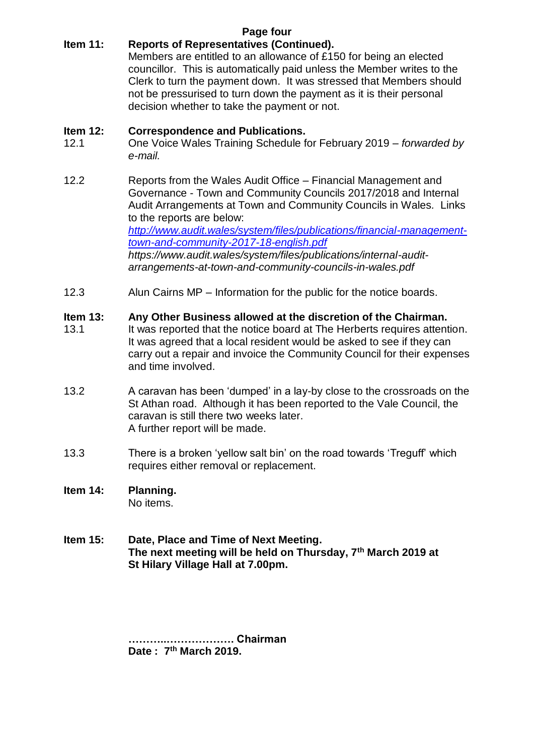**Item 11: Reports of Representatives (Continued).**

Members are entitled to an allowance of £150 for being an elected councillor. This is automatically paid unless the Member writes to the Clerk to turn the payment down. It was stressed that Members should not be pressurised to turn down the payment as it is their personal decision whether to take the payment or not.

**Item 12: Correspondence and Publications.**

12.1 One Voice Wales Training Schedule for February 2019 – *forwarded by e-mail.*

12.2 Reports from the Wales Audit Office – Financial Management and Governance - Town and Community Councils 2017/2018 and Internal Audit Arrangements at Town and Community Councils in Wales. Links to the reports are below:
*http://www.audit.wales/system/files/publications/financial-management-town-and-community-2017-18-english.pdf*
*https://www.audit.wales/system/files/publications/internal-audit-arrangements-at-town-and-community-councils-in-wales.pdf*

12.3 Alun Cairns MP – Information for the public for the notice boards.

**Item 13: Any Other Business allowed at the discretion of the Chairman.**

13.1 It was reported that the notice board at The Herberts requires attention. It was agreed that a local resident would be asked to see if they can carry out a repair and invoice the Community Council for their expenses and time involved.

13.2 A caravan has been 'dumped' in a lay-by close to the crossroads on the St Athan road. Although it has been reported to the Vale Council, the caravan is still there two weeks later.
A further report will be made.

13.3 There is a broken 'yellow salt bin' on the road towards 'Treguff' which requires either removal or replacement.

**Item 14: Planning.**

No items.

**Item 15: Date, Place and Time of Next Meeting.**
**The next meeting will be held on Thursday, 7th March 2019 at St Hilary Village Hall at 7.00pm.**

**…………………………. Chairman**
**Date : 7th March 2019.**